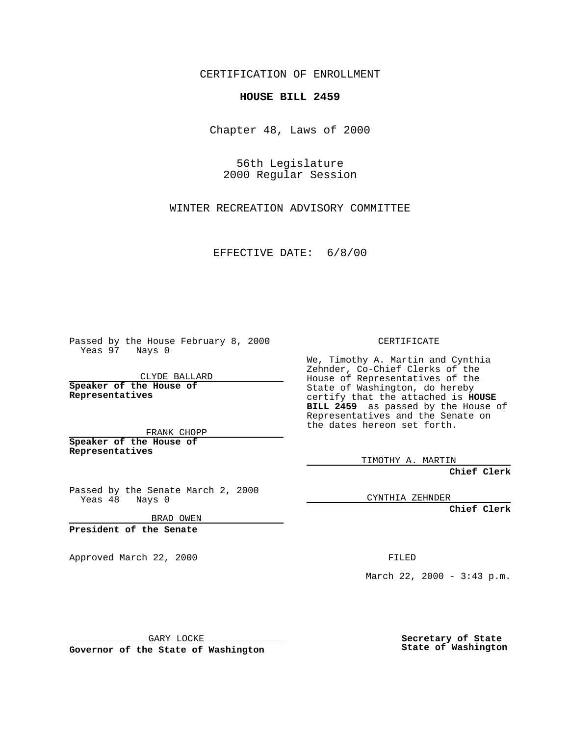CERTIFICATION OF ENROLLMENT

**HOUSE BILL 2459**

Chapter 48, Laws of 2000

56th Legislature
2000 Regular Session

WINTER RECREATION ADVISORY COMMITTEE

EFFECTIVE DATE: 6/8/00

Passed by the House February 8, 2000
Yeas 97 Nays 0

CLYDE BALLARD

**Speaker of the House of Representatives**

FRANK CHOPP

**Speaker of the House of Representatives**

Passed by the Senate March 2, 2000
Yeas 48 Nays 0

BRAD OWEN

**President of the Senate**

Approved March 22, 2000

GARY LOCKE

**Governor of the State of Washington**

CERTIFICATE

We, Timothy A. Martin and Cynthia Zehnder, Co-Chief Clerks of the House of Representatives of the State of Washington, do hereby certify that the attached is **HOUSE BILL 2459** as passed by the House of Representatives and the Senate on the dates hereon set forth.

TIMOTHY A. MARTIN

**Chief Clerk**

CYNTHIA ZEHNDER

**Chief Clerk**

FILED

March 22, 2000 - 3:43 p.m.

**Secretary of State**
**State of Washington**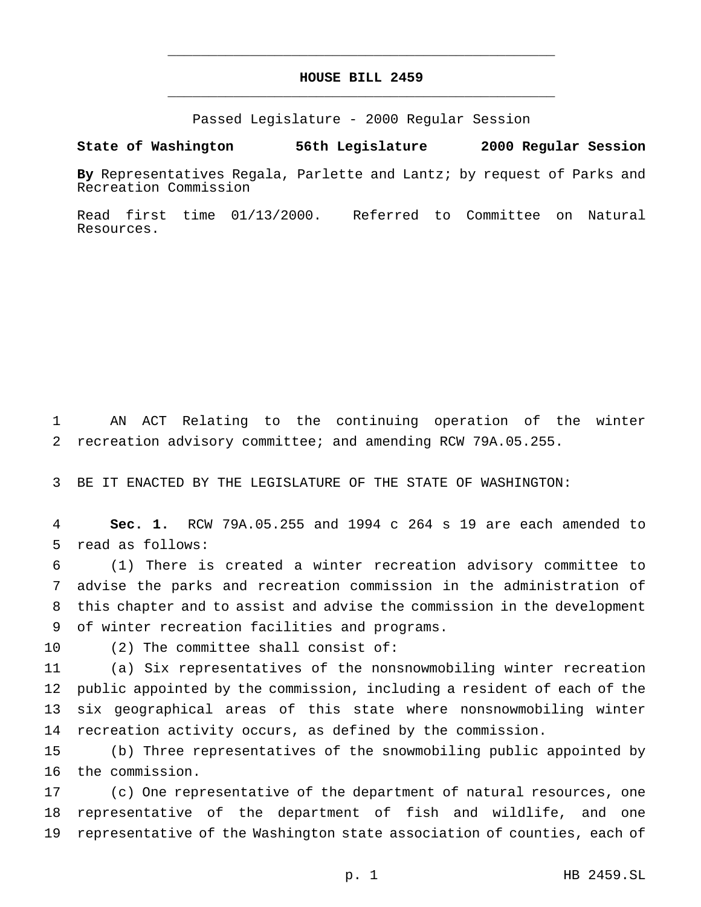# HOUSE BILL 2459

Passed Legislature - 2000 Regular Session

**State of Washington 56th Legislature 2000 Regular Session**

**By** Representatives Regala, Parlette and Lantz; by request of Parks and Recreation Commission

Read first time 01/13/2000. Referred to Committee on Natural Resources.

AN ACT Relating to the continuing operation of the winter recreation advisory committee; and amending RCW 79A.05.255.

BE IT ENACTED BY THE LEGISLATURE OF THE STATE OF WASHINGTON:

**Sec. 1.** RCW 79A.05.255 and 1994 c 264 s 19 are each amended to read as follows:

(1) There is created a winter recreation advisory committee to advise the parks and recreation commission in the administration of this chapter and to assist and advise the commission in the development of winter recreation facilities and programs.

(2) The committee shall consist of:

(a) Six representatives of the nonsnowmobiling winter recreation public appointed by the commission, including a resident of each of the six geographical areas of this state where nonsnowmobiling winter recreation activity occurs, as defined by the commission.

(b) Three representatives of the snowmobiling public appointed by the commission.

(c) One representative of the department of natural resources, one representative of the department of fish and wildlife, and one representative of the Washington state association of counties, each of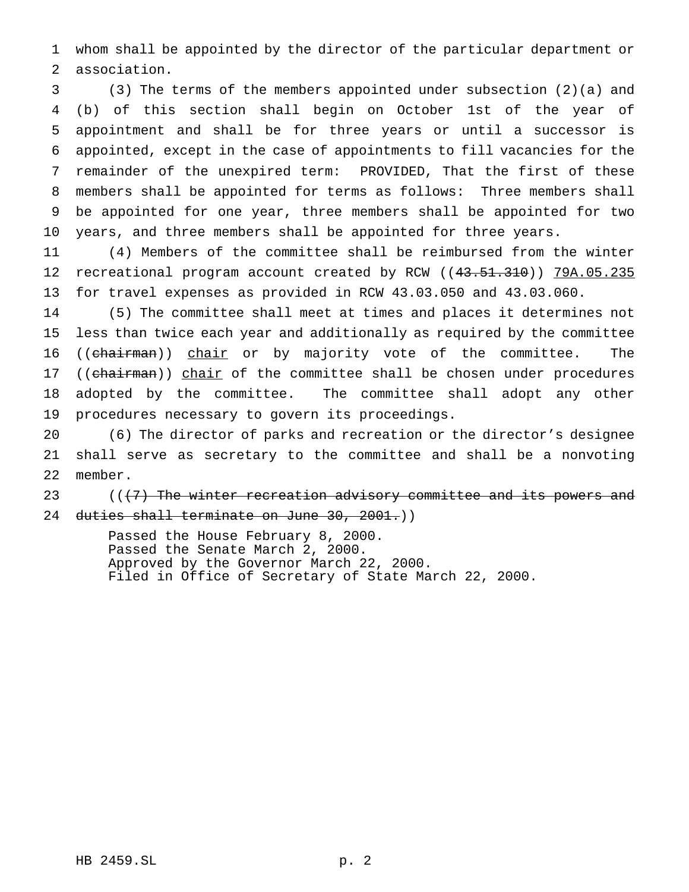whom shall be appointed by the director of the particular department or association.

(3) The terms of the members appointed under subsection (2)(a) and (b) of this section shall begin on October 1st of the year of appointment and shall be for three years or until a successor is appointed, except in the case of appointments to fill vacancies for the remainder of the unexpired term: PROVIDED, That the first of these members shall be appointed for terms as follows: Three members shall be appointed for one year, three members shall be appointed for two years, and three members shall be appointed for three years.

(4) Members of the committee shall be reimbursed from the winter recreational program account created by RCW ((~~43.51.310~~)) <u>79A.05.235</u> for travel expenses as provided in RCW 43.03.050 and 43.03.060.

(5) The committee shall meet at times and places it determines not less than twice each year and additionally as required by the committee ((~~chairman~~)) <u>chair</u> or by majority vote of the committee. The ((~~chairman~~)) <u>chair</u> of the committee shall be chosen under procedures adopted by the committee. The committee shall adopt any other procedures necessary to govern its proceedings.

(6) The director of parks and recreation or the director's designee shall serve as secretary to the committee and shall be a nonvoting member.

((~~(7) The winter recreation advisory committee and its powers and duties shall terminate on June 30, 2001.~~))

Passed the House February 8, 2000.
Passed the Senate March 2, 2000.
Approved by the Governor March 22, 2000.
Filed in Office of Secretary of State March 22, 2000.